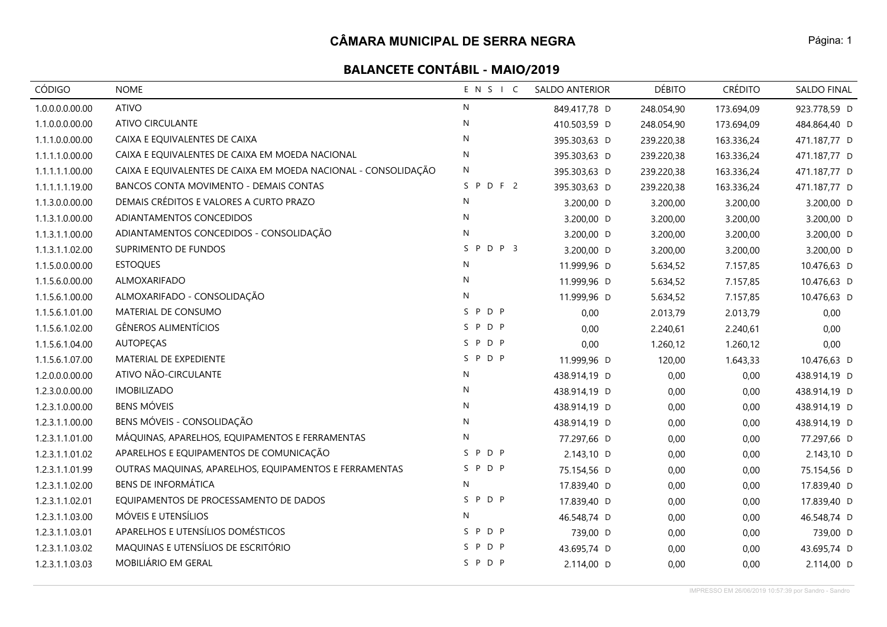# CÂMARA MUNICIPAL DE SERRA NEGRA

## BALANCETE CONTÁBIL - MAIO/2019

| CÓDIGO | NOME | E N S I C | SALDO ANTERIOR | DÉBITO | CRÉDITO | SALDO FINAL |
|---|---|---|---|---|---|---|
| 1.0.0.0.0.00.00 | ATIVO | N | 849.417,78 D | 248.054,90 | 173.694,09 | 923.778,59 D |
| 1.1.0.0.0.00.00 | ATIVO CIRCULANTE | N | 410.503,59 D | 248.054,90 | 173.694,09 | 484.864,40 D |
| 1.1.1.0.0.00.00 | CAIXA E EQUIVALENTES DE CAIXA | N | 395.303,63 D | 239.220,38 | 163.336,24 | 471.187,77 D |
| 1.1.1.1.0.00.00 | CAIXA E EQUIVALENTES DE CAIXA EM MOEDA NACIONAL | N | 395.303,63 D | 239.220,38 | 163.336,24 | 471.187,77 D |
| 1.1.1.1.1.00.00 | CAIXA E EQUIVALENTES DE CAIXA EM MOEDA NACIONAL - CONSOLIDAÇÃO | N | 395.303,63 D | 239.220,38 | 163.336,24 | 471.187,77 D |
| 1.1.1.1.1.19.00 | BANCOS CONTA MOVIMENTO - DEMAIS CONTAS | S P D F 2 | 395.303,63 D | 239.220,38 | 163.336,24 | 471.187,77 D |
| 1.1.3.0.0.00.00 | DEMAIS CRÉDITOS E VALORES A CURTO PRAZO | N | 3.200,00 D | 3.200,00 | 3.200,00 | 3.200,00 D |
| 1.1.3.1.0.00.00 | ADIANTAMENTOS CONCEDIDOS | N | 3.200,00 D | 3.200,00 | 3.200,00 | 3.200,00 D |
| 1.1.3.1.1.00.00 | ADIANTAMENTOS CONCEDIDOS - CONSOLIDAÇÃO | N | 3.200,00 D | 3.200,00 | 3.200,00 | 3.200,00 D |
| 1.1.3.1.1.02.00 | SUPRIMENTO DE FUNDOS | S P D P 3 | 3.200,00 D | 3.200,00 | 3.200,00 | 3.200,00 D |
| 1.1.5.0.0.00.00 | ESTOQUES | N | 11.999,96 D | 5.634,52 | 7.157,85 | 10.476,63 D |
| 1.1.5.6.0.00.00 | ALMOXARIFADO | N | 11.999,96 D | 5.634,52 | 7.157,85 | 10.476,63 D |
| 1.1.5.6.1.00.00 | ALMOXARIFADO - CONSOLIDAÇÃO | N | 11.999,96 D | 5.634,52 | 7.157,85 | 10.476,63 D |
| 1.1.5.6.1.01.00 | MATERIAL DE CONSUMO | S P D P | 0,00 | 2.013,79 | 2.013,79 | 0,00 |
| 1.1.5.6.1.02.00 | GÊNEROS ALIMENTÍCIOS | S P D P | 0,00 | 2.240,61 | 2.240,61 | 0,00 |
| 1.1.5.6.1.04.00 | AUTOPEÇAS | S P D P | 0,00 | 1.260,12 | 1.260,12 | 0,00 |
| 1.1.5.6.1.07.00 | MATERIAL DE EXPEDIENTE | S P D P | 11.999,96 D | 120,00 | 1.643,33 | 10.476,63 D |
| 1.2.0.0.0.00.00 | ATIVO NÃO-CIRCULANTE | N | 438.914,19 D | 0,00 | 0,00 | 438.914,19 D |
| 1.2.3.0.0.00.00 | IMOBILIZADO | N | 438.914,19 D | 0,00 | 0,00 | 438.914,19 D |
| 1.2.3.1.0.00.00 | BENS MÓVEIS | N | 438.914,19 D | 0,00 | 0,00 | 438.914,19 D |
| 1.2.3.1.1.00.00 | BENS MÓVEIS - CONSOLIDAÇÃO | N | 438.914,19 D | 0,00 | 0,00 | 438.914,19 D |
| 1.2.3.1.1.01.00 | MÁQUINAS, APARELHOS, EQUIPAMENTOS E FERRAMENTAS | N | 77.297,66 D | 0,00 | 0,00 | 77.297,66 D |
| 1.2.3.1.1.01.02 | APARELHOS E EQUIPAMENTOS DE COMUNICAÇÃO | S P D P | 2.143,10 D | 0,00 | 0,00 | 2.143,10 D |
| 1.2.3.1.1.01.99 | OUTRAS MAQUINAS, APARELHOS, EQUIPAMENTOS E FERRAMENTAS | S P D P | 75.154,56 D | 0,00 | 0,00 | 75.154,56 D |
| 1.2.3.1.1.02.00 | BENS DE INFORMÁTICA | N | 17.839,40 D | 0,00 | 0,00 | 17.839,40 D |
| 1.2.3.1.1.02.01 | EQUIPAMENTOS DE PROCESSAMENTO DE DADOS | S P D P | 17.839,40 D | 0,00 | 0,00 | 17.839,40 D |
| 1.2.3.1.1.03.00 | MÓVEIS E UTENSÍLIOS | N | 46.548,74 D | 0,00 | 0,00 | 46.548,74 D |
| 1.2.3.1.1.03.01 | APARELHOS E UTENSÍLIOS DOMÉSTICOS | S P D P | 739,00 D | 0,00 | 0,00 | 739,00 D |
| 1.2.3.1.1.03.02 | MAQUINAS E UTENSÍLIOS DE ESCRITÓRIO | S P D P | 43.695,74 D | 0,00 | 0,00 | 43.695,74 D |
| 1.2.3.1.1.03.03 | MOBILIÁRIO EM GERAL | S P D P | 2.114,00 D | 0,00 | 0,00 | 2.114,00 D |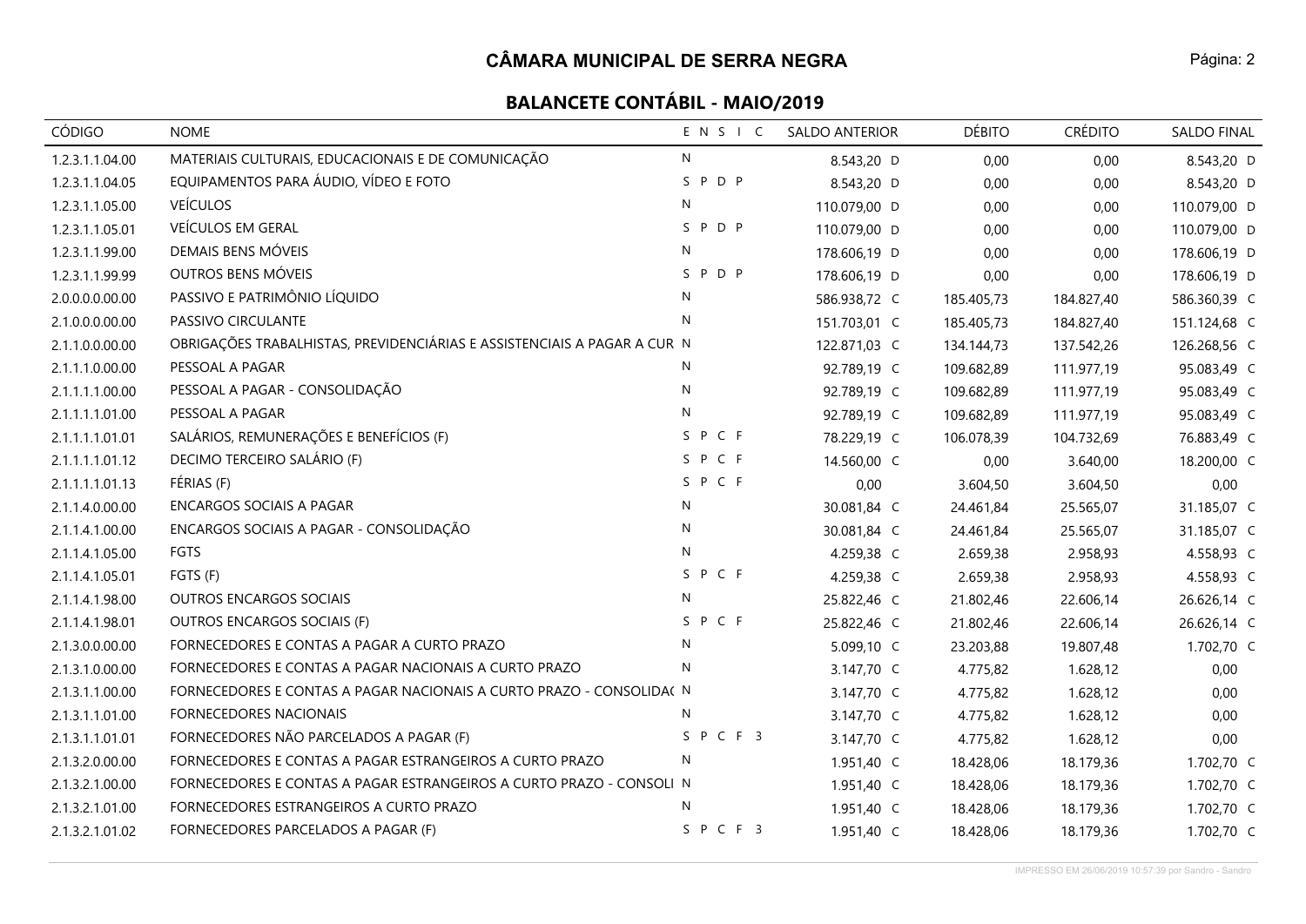## CÂMARA MUNICIPAL DE SERRA NEGRA

### BALANCETE CONTÁBIL - MAIO/2019

| CÓDIGO | NOME | E N S I C | SALDO ANTERIOR | DÉBITO | CRÉDITO | SALDO FINAL |
|---|---|---|---|---|---|---|
| 1.2.3.1.1.04.00 | MATERIAIS CULTURAIS, EDUCACIONAIS E DE COMUNICAÇÃO | N | 8.543,20 D | 0,00 | 0,00 | 8.543,20 D |
| 1.2.3.1.1.04.05 | EQUIPAMENTOS PARA ÁUDIO, VÍDEO E FOTO | S P D P | 8.543,20 D | 0,00 | 0,00 | 8.543,20 D |
| 1.2.3.1.1.05.00 | VEÍCULOS | N | 110.079,00 D | 0,00 | 0,00 | 110.079,00 D |
| 1.2.3.1.1.05.01 | VEÍCULOS EM GERAL | S P D P | 110.079,00 D | 0,00 | 0,00 | 110.079,00 D |
| 1.2.3.1.1.99.00 | DEMAIS BENS MÓVEIS | N | 178.606,19 D | 0,00 | 0,00 | 178.606,19 D |
| 1.2.3.1.1.99.99 | OUTROS BENS MÓVEIS | S P D P | 178.606,19 D | 0,00 | 0,00 | 178.606,19 D |
| 2.0.0.0.0.00.00 | PASSIVO E PATRIMÔNIO LÍQUIDO | N | 586.938,72 C | 185.405,73 | 184.827,40 | 586.360,39 C |
| 2.1.0.0.0.00.00 | PASSIVO CIRCULANTE | N | 151.703,01 C | 185.405,73 | 184.827,40 | 151.124,68 C |
| 2.1.1.0.0.00.00 | OBRIGAÇÕES TRABALHISTAS, PREVIDENCIÁRIAS E ASSISTENCIAIS A PAGAR A CUR | N | 122.871,03 C | 134.144,73 | 137.542,26 | 126.268,56 C |
| 2.1.1.1.0.00.00 | PESSOAL A PAGAR | N | 92.789,19 C | 109.682,89 | 111.977,19 | 95.083,49 C |
| 2.1.1.1.1.00.00 | PESSOAL A PAGAR - CONSOLIDAÇÃO | N | 92.789,19 C | 109.682,89 | 111.977,19 | 95.083,49 C |
| 2.1.1.1.1.01.00 | PESSOAL A PAGAR | N | 92.789,19 C | 109.682,89 | 111.977,19 | 95.083,49 C |
| 2.1.1.1.1.01.01 | SALÁRIOS, REMUNERAÇÕES E BENEFÍCIOS (F) | S P C F | 78.229,19 C | 106.078,39 | 104.732,69 | 76.883,49 C |
| 2.1.1.1.1.01.12 | DECIMO TERCEIRO SALÁRIO (F) | S P C F | 14.560,00 C | 0,00 | 3.640,00 | 18.200,00 C |
| 2.1.1.1.1.01.13 | FÉRIAS (F) | S P C F | 0,00 | 3.604,50 | 3.604,50 | 0,00 |
| 2.1.1.4.0.00.00 | ENCARGOS SOCIAIS A PAGAR | N | 30.081,84 C | 24.461,84 | 25.565,07 | 31.185,07 C |
| 2.1.1.4.1.00.00 | ENCARGOS SOCIAIS A PAGAR - CONSOLIDAÇÃO | N | 30.081,84 C | 24.461,84 | 25.565,07 | 31.185,07 C |
| 2.1.1.4.1.05.00 | FGTS | N | 4.259,38 C | 2.659,38 | 2.958,93 | 4.558,93 C |
| 2.1.1.4.1.05.01 | FGTS (F) | S P C F | 4.259,38 C | 2.659,38 | 2.958,93 | 4.558,93 C |
| 2.1.1.4.1.98.00 | OUTROS ENCARGOS SOCIAIS | N | 25.822,46 C | 21.802,46 | 22.606,14 | 26.626,14 C |
| 2.1.1.4.1.98.01 | OUTROS ENCARGOS SOCIAIS (F) | S P C F | 25.822,46 C | 21.802,46 | 22.606,14 | 26.626,14 C |
| 2.1.3.0.0.00.00 | FORNECEDORES E CONTAS A PAGAR A CURTO PRAZO | N | 5.099,10 C | 23.203,88 | 19.807,48 | 1.702,70 C |
| 2.1.3.1.0.00.00 | FORNECEDORES E CONTAS A PAGAR NACIONAIS A CURTO PRAZO | N | 3.147,70 C | 4.775,82 | 1.628,12 | 0,00 |
| 2.1.3.1.1.00.00 | FORNECEDORES E CONTAS A PAGAR NACIONAIS A CURTO PRAZO - CONSOLIDA( | N | 3.147,70 C | 4.775,82 | 1.628,12 | 0,00 |
| 2.1.3.1.1.01.00 | FORNECEDORES NACIONAIS | N | 3.147,70 C | 4.775,82 | 1.628,12 | 0,00 |
| 2.1.3.1.1.01.01 | FORNECEDORES NÃO PARCELADOS A PAGAR (F) | S P C F 3 | 3.147,70 C | 4.775,82 | 1.628,12 | 0,00 |
| 2.1.3.2.0.00.00 | FORNECEDORES E CONTAS A PAGAR ESTRANGEIROS A CURTO PRAZO | N | 1.951,40 C | 18.428,06 | 18.179,36 | 1.702,70 C |
| 2.1.3.2.1.00.00 | FORNECEDORES E CONTAS A PAGAR ESTRANGEIROS A CURTO PRAZO - CONSOLI | N | 1.951,40 C | 18.428,06 | 18.179,36 | 1.702,70 C |
| 2.1.3.2.1.01.00 | FORNECEDORES ESTRANGEIROS A CURTO PRAZO | N | 1.951,40 C | 18.428,06 | 18.179,36 | 1.702,70 C |
| 2.1.3.2.1.01.02 | FORNECEDORES PARCELADOS A PAGAR (F) | S P C F 3 | 1.951,40 C | 18.428,06 | 18.179,36 | 1.702,70 C |

IMPRESSO EM 26/06/2019 10:57:39 por Sandro - Sandro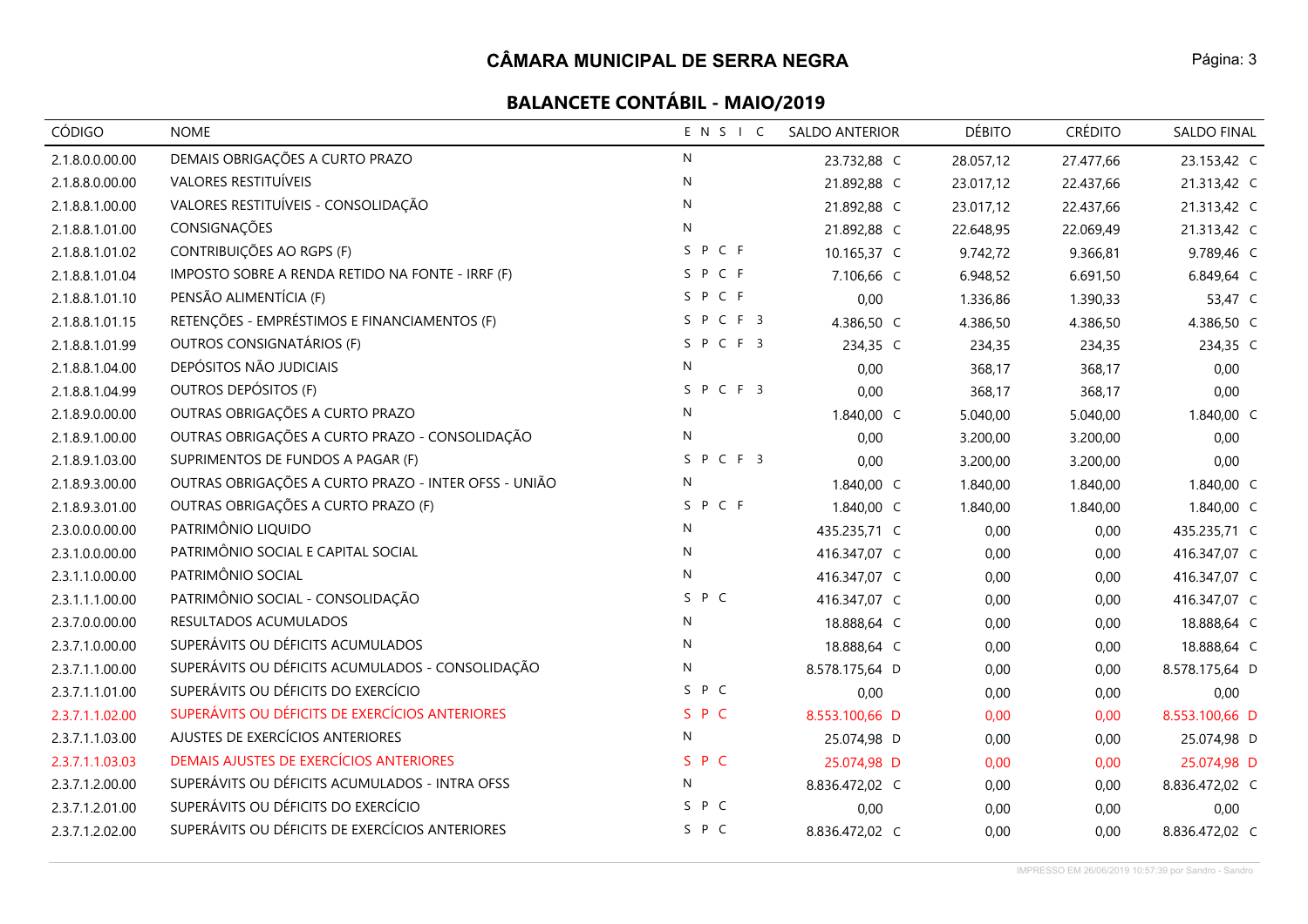# CÂMARA MUNICIPAL DE SERRA NEGRA

## BALANCETE CONTÁBIL - MAIO/2019

| CÓDIGO | NOME | E N S I C | SALDO ANTERIOR | DÉBITO | CRÉDITO | SALDO FINAL |
|---|---|---|---|---|---|---|
| 2.1.8.0.0.00.00 | DEMAIS OBRIGAÇÕES A CURTO PRAZO | N | 23.732,88 C | 28.057,12 | 27.477,66 | 23.153,42 C |
| 2.1.8.8.0.00.00 | VALORES RESTITUÍVEIS | N | 21.892,88 C | 23.017,12 | 22.437,66 | 21.313,42 C |
| 2.1.8.8.1.00.00 | VALORES RESTITUÍVEIS - CONSOLIDAÇÃO | N | 21.892,88 C | 23.017,12 | 22.437,66 | 21.313,42 C |
| 2.1.8.8.1.01.00 | CONSIGNAÇÕES | N | 21.892,88 C | 22.648,95 | 22.069,49 | 21.313,42 C |
| 2.1.8.8.1.01.02 | CONTRIBUIÇÕES AO RGPS (F) | S P C F | 10.165,37 C | 9.742,72 | 9.366,81 | 9.789,46 C |
| 2.1.8.8.1.01.04 | IMPOSTO SOBRE A RENDA RETIDO NA FONTE - IRRF (F) | S P C F | 7.106,66 C | 6.948,52 | 6.691,50 | 6.849,64 C |
| 2.1.8.8.1.01.10 | PENSÃO ALIMENTÍCIA (F) | S P C F | 0,00 | 1.336,86 | 1.390,33 | 53,47 C |
| 2.1.8.8.1.01.15 | RETENÇÕES - EMPRÉSTIMOS E FINANCIAMENTOS (F) | S P C F 3 | 4.386,50 C | 4.386,50 | 4.386,50 | 4.386,50 C |
| 2.1.8.8.1.01.99 | OUTROS CONSIGNATÁRIOS (F) | S P C F 3 | 234,35 C | 234,35 | 234,35 | 234,35 C |
| 2.1.8.8.1.04.00 | DEPÓSITOS NÃO JUDICIAIS | N | 0,00 | 368,17 | 368,17 | 0,00 |
| 2.1.8.8.1.04.99 | OUTROS DEPÓSITOS (F) | S P C F 3 | 0,00 | 368,17 | 368,17 | 0,00 |
| 2.1.8.9.0.00.00 | OUTRAS OBRIGAÇÕES A CURTO PRAZO | N | 1.840,00 C | 5.040,00 | 5.040,00 | 1.840,00 C |
| 2.1.8.9.1.00.00 | OUTRAS OBRIGAÇÕES A CURTO PRAZO - CONSOLIDAÇÃO | N | 0,00 | 3.200,00 | 3.200,00 | 0,00 |
| 2.1.8.9.1.03.00 | SUPRIMENTOS DE FUNDOS A PAGAR (F) | S P C F 3 | 0,00 | 3.200,00 | 3.200,00 | 0,00 |
| 2.1.8.9.3.00.00 | OUTRAS OBRIGAÇÕES A CURTO PRAZO - INTER OFSS - UNIÃO | N | 1.840,00 C | 1.840,00 | 1.840,00 | 1.840,00 C |
| 2.1.8.9.3.01.00 | OUTRAS OBRIGAÇÕES A CURTO PRAZO (F) | S P C F | 1.840,00 C | 1.840,00 | 1.840,00 | 1.840,00 C |
| 2.3.0.0.0.00.00 | PATRIMÔNIO LIQUIDO | N | 435.235,71 C | 0,00 | 0,00 | 435.235,71 C |
| 2.3.1.0.0.00.00 | PATRIMÔNIO SOCIAL E CAPITAL SOCIAL | N | 416.347,07 C | 0,00 | 0,00 | 416.347,07 C |
| 2.3.1.1.0.00.00 | PATRIMÔNIO SOCIAL | N | 416.347,07 C | 0,00 | 0,00 | 416.347,07 C |
| 2.3.1.1.1.00.00 | PATRIMÔNIO SOCIAL - CONSOLIDAÇÃO | S P C | 416.347,07 C | 0,00 | 0,00 | 416.347,07 C |
| 2.3.7.0.0.00.00 | RESULTADOS ACUMULADOS | N | 18.888,64 C | 0,00 | 0,00 | 18.888,64 C |
| 2.3.7.1.0.00.00 | SUPERÁVITS OU DÉFICITS ACUMULADOS | N | 18.888,64 C | 0,00 | 0,00 | 18.888,64 C |
| 2.3.7.1.1.00.00 | SUPERÁVITS OU DÉFICITS ACUMULADOS - CONSOLIDAÇÃO | N | 8.578.175,64 D | 0,00 | 0,00 | 8.578.175,64 D |
| 2.3.7.1.1.01.00 | SUPERÁVITS OU DÉFICITS DO EXERCÍCIO | S P C | 0,00 | 0,00 | 0,00 | 0,00 |
| 2.3.7.1.1.02.00 | SUPERÁVITS OU DÉFICITS DE EXERCÍCIOS ANTERIORES | S P C | 8.553.100,66 D | 0,00 | 0,00 | 8.553.100,66 D |
| 2.3.7.1.1.03.00 | AJUSTES DE EXERCÍCIOS ANTERIORES | N | 25.074,98 D | 0,00 | 0,00 | 25.074,98 D |
| 2.3.7.1.1.03.03 | DEMAIS AJUSTES DE EXERCÍCIOS ANTERIORES | S P C | 25.074,98 D | 0,00 | 0,00 | 25.074,98 D |
| 2.3.7.1.2.00.00 | SUPERÁVITS OU DÉFICITS ACUMULADOS - INTRA OFSS | N | 8.836.472,02 C | 0,00 | 0,00 | 8.836.472,02 C |
| 2.3.7.1.2.01.00 | SUPERÁVITS OU DÉFICITS DO EXERCÍCIO | S P C | 0,00 | 0,00 | 0,00 | 0,00 |
| 2.3.7.1.2.02.00 | SUPERÁVITS OU DÉFICITS DE EXERCÍCIOS ANTERIORES | S P C | 8.836.472,02 C | 0,00 | 0,00 | 8.836.472,02 C |

IMPRESSO EM 26/06/2019 10:57:39 por Sandro - Sandro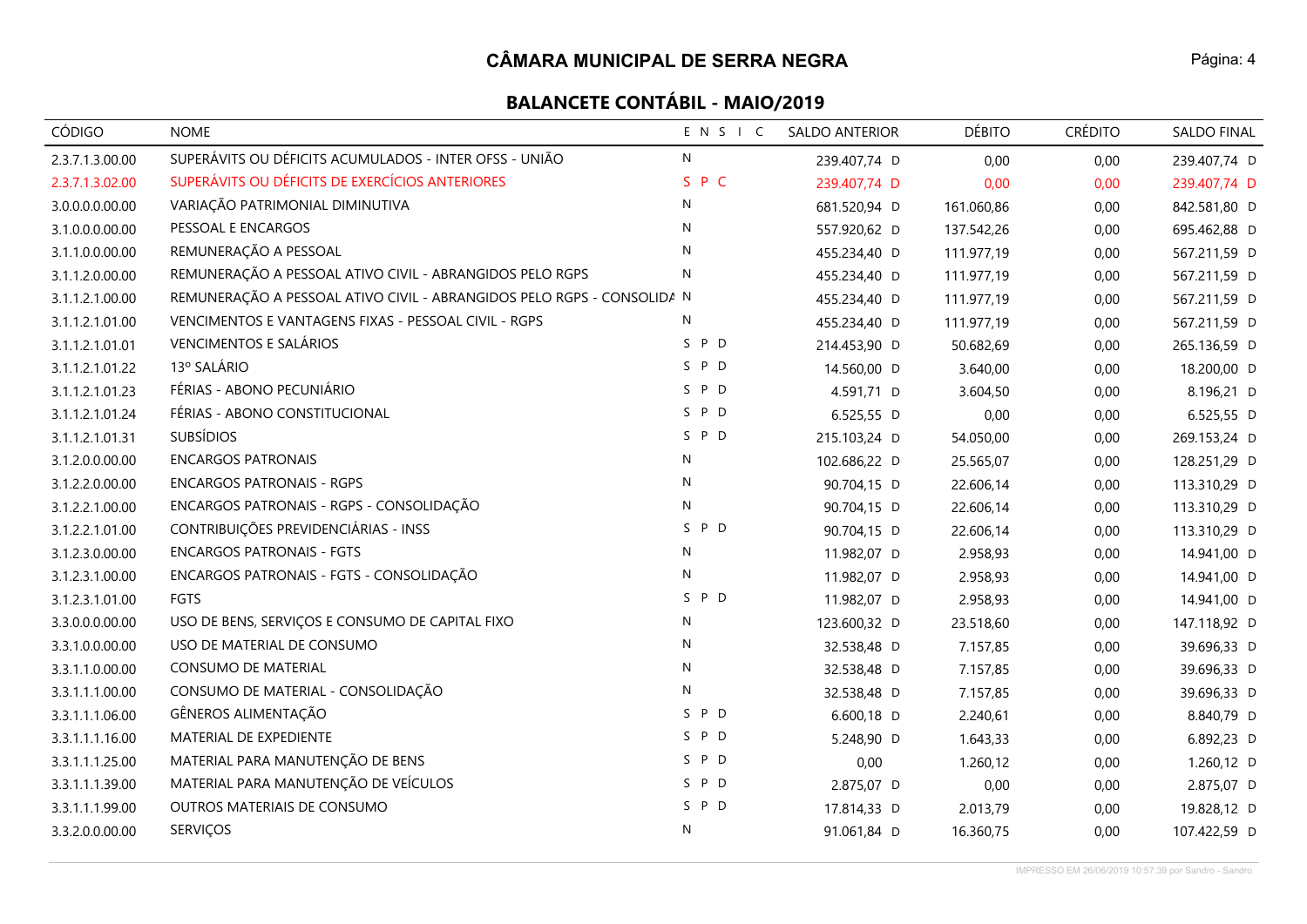# CÂMARA MUNICIPAL DE SERRA NEGRA

## BALANCETE CONTÁBIL - MAIO/2019

| CÓDIGO | NOME | E N S I C | SALDO ANTERIOR | DÉBITO | CRÉDITO | SALDO FINAL |
|---|---|---|---|---|---|---|
| 2.3.7.1.3.00.00 | SUPERÁVITS OU DÉFICITS ACUMULADOS - INTER OFSS - UNIÃO | N | 239.407,74 D | 0,00 | 0,00 | 239.407,74 D |
| 2.3.7.1.3.02.00 | SUPERÁVITS OU DÉFICITS DE EXERCÍCIOS ANTERIORES | S P C | 239.407,74 D | 0,00 | 0,00 | 239.407,74 D |
| 3.0.0.0.0.00.00 | VARIAÇÃO PATRIMONIAL DIMINUTIVA | N | 681.520,94 D | 161.060,86 | 0,00 | 842.581,80 D |
| 3.1.0.0.0.00.00 | PESSOAL E ENCARGOS | N | 557.920,62 D | 137.542,26 | 0,00 | 695.462,88 D |
| 3.1.1.0.0.00.00 | REMUNERAÇÃO A PESSOAL | N | 455.234,40 D | 111.977,19 | 0,00 | 567.211,59 D |
| 3.1.1.2.0.00.00 | REMUNERAÇÃO A PESSOAL ATIVO CIVIL - ABRANGIDOS PELO RGPS | N | 455.234,40 D | 111.977,19 | 0,00 | 567.211,59 D |
| 3.1.1.2.1.00.00 | REMUNERAÇÃO A PESSOAL ATIVO CIVIL - ABRANGIDOS PELO RGPS - CONSOLIDA | N | 455.234,40 D | 111.977,19 | 0,00 | 567.211,59 D |
| 3.1.1.2.1.01.00 | VENCIMENTOS E VANTAGENS FIXAS - PESSOAL CIVIL - RGPS | N | 455.234,40 D | 111.977,19 | 0,00 | 567.211,59 D |
| 3.1.1.2.1.01.01 | VENCIMENTOS E SALÁRIOS | S P D | 214.453,90 D | 50.682,69 | 0,00 | 265.136,59 D |
| 3.1.1.2.1.01.22 | 13º SALÁRIO | S P D | 14.560,00 D | 3.640,00 | 0,00 | 18.200,00 D |
| 3.1.1.2.1.01.23 | FÉRIAS - ABONO PECUNIÁRIO | S P D | 4.591,71 D | 3.604,50 | 0,00 | 8.196,21 D |
| 3.1.1.2.1.01.24 | FÉRIAS - ABONO CONSTITUCIONAL | S P D | 6.525,55 D | 0,00 | 0,00 | 6.525,55 D |
| 3.1.1.2.1.01.31 | SUBSÍDIOS | S P D | 215.103,24 D | 54.050,00 | 0,00 | 269.153,24 D |
| 3.1.2.0.0.00.00 | ENCARGOS PATRONAIS | N | 102.686,22 D | 25.565,07 | 0,00 | 128.251,29 D |
| 3.1.2.2.0.00.00 | ENCARGOS PATRONAIS - RGPS | N | 90.704,15 D | 22.606,14 | 0,00 | 113.310,29 D |
| 3.1.2.2.1.00.00 | ENCARGOS PATRONAIS - RGPS - CONSOLIDAÇÃO | N | 90.704,15 D | 22.606,14 | 0,00 | 113.310,29 D |
| 3.1.2.2.1.01.00 | CONTRIBUIÇÕES PREVIDENCIÁRIAS - INSS | S P D | 90.704,15 D | 22.606,14 | 0,00 | 113.310,29 D |
| 3.1.2.3.0.00.00 | ENCARGOS PATRONAIS - FGTS | N | 11.982,07 D | 2.958,93 | 0,00 | 14.941,00 D |
| 3.1.2.3.1.00.00 | ENCARGOS PATRONAIS - FGTS - CONSOLIDAÇÃO | N | 11.982,07 D | 2.958,93 | 0,00 | 14.941,00 D |
| 3.1.2.3.1.01.00 | FGTS | S P D | 11.982,07 D | 2.958,93 | 0,00 | 14.941,00 D |
| 3.3.0.0.0.00.00 | USO DE BENS, SERVIÇOS E CONSUMO DE CAPITAL FIXO | N | 123.600,32 D | 23.518,60 | 0,00 | 147.118,92 D |
| 3.3.1.0.0.00.00 | USO DE MATERIAL DE CONSUMO | N | 32.538,48 D | 7.157,85 | 0,00 | 39.696,33 D |
| 3.3.1.1.0.00.00 | CONSUMO DE MATERIAL | N | 32.538,48 D | 7.157,85 | 0,00 | 39.696,33 D |
| 3.3.1.1.1.00.00 | CONSUMO DE MATERIAL - CONSOLIDAÇÃO | N | 32.538,48 D | 7.157,85 | 0,00 | 39.696,33 D |
| 3.3.1.1.1.06.00 | GÊNEROS ALIMENTAÇÃO | S P D | 6.600,18 D | 2.240,61 | 0,00 | 8.840,79 D |
| 3.3.1.1.1.16.00 | MATERIAL DE EXPEDIENTE | S P D | 5.248,90 D | 1.643,33 | 0,00 | 6.892,23 D |
| 3.3.1.1.1.25.00 | MATERIAL PARA MANUTENÇÃO DE BENS | S P D | 0,00 | 1.260,12 | 0,00 | 1.260,12 D |
| 3.3.1.1.1.39.00 | MATERIAL PARA MANUTENÇÃO DE VEÍCULOS | S P D | 2.875,07 D | 0,00 | 0,00 | 2.875,07 D |
| 3.3.1.1.1.99.00 | OUTROS MATERIAIS DE CONSUMO | S P D | 17.814,33 D | 2.013,79 | 0,00 | 19.828,12 D |
| 3.3.2.0.0.00.00 | SERVIÇOS | N | 91.061,84 D | 16.360,75 | 0,00 | 107.422,59 D |

IMPRESSO EM 26/06/2019 10:57:39 por Sandro - Sandro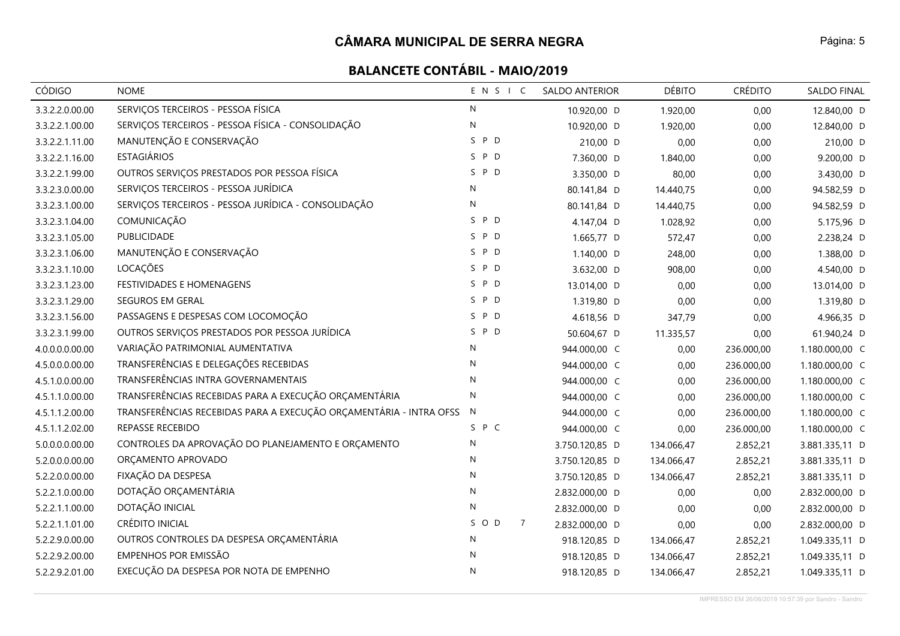## CÂMARA MUNICIPAL DE SERRA NEGRA

### BALANCETE CONTÁBIL - MAIO/2019

| CÓDIGO | NOME | E N S I C | SALDO ANTERIOR | DÉBITO | CRÉDITO | SALDO FINAL |
|---|---|---|---|---|---|---|
| 3.3.2.2.0.00.00 | SERVIÇOS TERCEIROS - PESSOA FÍSICA | N | 10.920,00 D | 1.920,00 | 0,00 | 12.840,00 D |
| 3.3.2.2.1.00.00 | SERVIÇOS TERCEIROS - PESSOA FÍSICA - CONSOLIDAÇÃO | N | 10.920,00 D | 1.920,00 | 0,00 | 12.840,00 D |
| 3.3.2.2.1.11.00 | MANUTENÇÃO E CONSERVAÇÃO | S P D | 210,00 D | 0,00 | 0,00 | 210,00 D |
| 3.3.2.2.1.16.00 | ESTAGIÁRIOS | S P D | 7.360,00 D | 1.840,00 | 0,00 | 9.200,00 D |
| 3.3.2.2.1.99.00 | OUTROS SERVIÇOS PRESTADOS POR PESSOA FÍSICA | S P D | 3.350,00 D | 80,00 | 0,00 | 3.430,00 D |
| 3.3.2.3.0.00.00 | SERVIÇOS TERCEIROS - PESSOA JURÍDICA | N | 80.141,84 D | 14.440,75 | 0,00 | 94.582,59 D |
| 3.3.2.3.1.00.00 | SERVIÇOS TERCEIROS - PESSOA JURÍDICA - CONSOLIDAÇÃO | N | 80.141,84 D | 14.440,75 | 0,00 | 94.582,59 D |
| 3.3.2.3.1.04.00 | COMUNICAÇÃO | S P D | 4.147,04 D | 1.028,92 | 0,00 | 5.175,96 D |
| 3.3.2.3.1.05.00 | PUBLICIDADE | S P D | 1.665,77 D | 572,47 | 0,00 | 2.238,24 D |
| 3.3.2.3.1.06.00 | MANUTENÇÃO E CONSERVAÇÃO | S P D | 1.140,00 D | 248,00 | 0,00 | 1.388,00 D |
| 3.3.2.3.1.10.00 | LOCAÇÕES | S P D | 3.632,00 D | 908,00 | 0,00 | 4.540,00 D |
| 3.3.2.3.1.23.00 | FESTIVIDADES E HOMENAGENS | S P D | 13.014,00 D | 0,00 | 0,00 | 13.014,00 D |
| 3.3.2.3.1.29.00 | SEGUROS EM GERAL | S P D | 1.319,80 D | 0,00 | 0,00 | 1.319,80 D |
| 3.3.2.3.1.56.00 | PASSAGENS E DESPESAS COM LOCOMOÇÃO | S P D | 4.618,56 D | 347,79 | 0,00 | 4.966,35 D |
| 3.3.2.3.1.99.00 | OUTROS SERVIÇOS PRESTADOS POR PESSOA JURÍDICA | S P D | 50.604,67 D | 11.335,57 | 0,00 | 61.940,24 D |
| 4.0.0.0.0.00.00 | VARIAÇÃO PATRIMONIAL AUMENTATIVA | N | 944.000,00 C | 0,00 | 236.000,00 | 1.180.000,00 C |
| 4.5.0.0.0.00.00 | TRANSFERÊNCIAS E DELEGAÇÕES RECEBIDAS | N | 944.000,00 C | 0,00 | 236.000,00 | 1.180.000,00 C |
| 4.5.1.0.0.00.00 | TRANSFERÊNCIAS INTRA GOVERNAMENTAIS | N | 944.000,00 C | 0,00 | 236.000,00 | 1.180.000,00 C |
| 4.5.1.1.0.00.00 | TRANSFERÊNCIAS RECEBIDAS PARA A EXECUÇÃO ORÇAMENTÁRIA | N | 944.000,00 C | 0,00 | 236.000,00 | 1.180.000,00 C |
| 4.5.1.1.2.00.00 | TRANSFERÊNCIAS RECEBIDAS PARA A EXECUÇÃO ORÇAMENTÁRIA - INTRA OFSS | N | 944.000,00 C | 0,00 | 236.000,00 | 1.180.000,00 C |
| 4.5.1.1.2.02.00 | REPASSE RECEBIDO | S P C | 944.000,00 C | 0,00 | 236.000,00 | 1.180.000,00 C |
| 5.0.0.0.0.00.00 | CONTROLES DA APROVAÇÃO DO PLANEJAMENTO E ORÇAMENTO | N | 3.750.120,85 D | 134.066,47 | 2.852,21 | 3.881.335,11 D |
| 5.2.0.0.0.00.00 | ORÇAMENTO APROVADO | N | 3.750.120,85 D | 134.066,47 | 2.852,21 | 3.881.335,11 D |
| 5.2.2.0.0.00.00 | FIXAÇÃO DA DESPESA | N | 3.750.120,85 D | 134.066,47 | 2.852,21 | 3.881.335,11 D |
| 5.2.2.1.0.00.00 | DOTAÇÃO ORÇAMENTÁRIA | N | 2.832.000,00 D | 0,00 | 0,00 | 2.832.000,00 D |
| 5.2.2.1.1.00.00 | DOTAÇÃO INICIAL | N | 2.832.000,00 D | 0,00 | 0,00 | 2.832.000,00 D |
| 5.2.2.1.1.01.00 | CRÉDITO INICIAL | S O D 7 | 2.832.000,00 D | 0,00 | 0,00 | 2.832.000,00 D |
| 5.2.2.9.0.00.00 | OUTROS CONTROLES DA DESPESA ORÇAMENTÁRIA | N | 918.120,85 D | 134.066,47 | 2.852,21 | 1.049.335,11 D |
| 5.2.2.9.2.00.00 | EMPENHOS POR EMISSÃO | N | 918.120,85 D | 134.066,47 | 2.852,21 | 1.049.335,11 D |
| 5.2.2.9.2.01.00 | EXECUÇÃO DA DESPESA POR NOTA DE EMPENHO | N | 918.120,85 D | 134.066,47 | 2.852,21 | 1.049.335,11 D |

IMPRESSO EM 26/06/2019 10:57:39 por Sandro - Sandro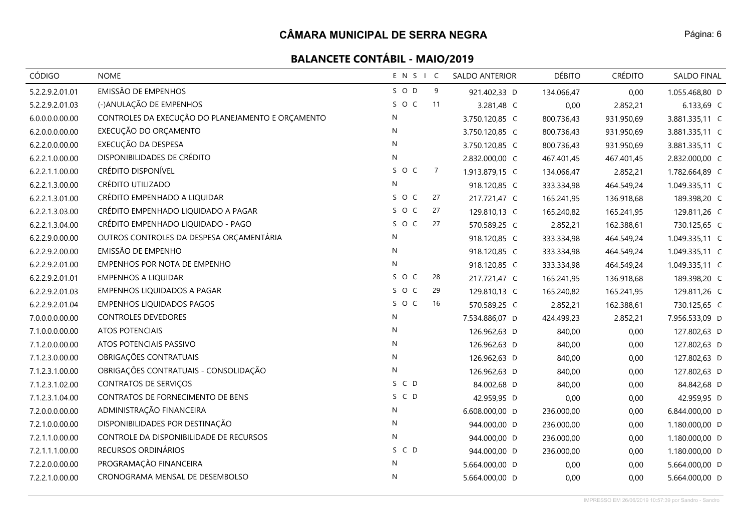# CÂMARA MUNICIPAL DE SERRA NEGRA

## BALANCETE CONTÁBIL - MAIO/2019

| CÓDIGO | NOME | E N S I C | SALDO ANTERIOR | DÉBITO | CRÉDITO | SALDO FINAL |
|---|---|---|---|---|---|---|
| 5.2.2.9.2.01.01 | EMISSÃO DE EMPENHOS | S O D 9 | 921.402,33 D | 134.066,47 | 0,00 | 1.055.468,80 D |
| 5.2.2.9.2.01.03 | (-)ANULAÇÃO DE EMPENHOS | S O C 11 | 3.281,48 C | 0,00 | 2.852,21 | 6.133,69 C |
| 6.0.0.0.0.00.00 | CONTROLES DA EXECUÇÃO DO PLANEJAMENTO E ORÇAMENTO | N | 3.750.120,85 C | 800.736,43 | 931.950,69 | 3.881.335,11 C |
| 6.2.0.0.0.00.00 | EXECUÇÃO DO ORÇAMENTO | N | 3.750.120,85 C | 800.736,43 | 931.950,69 | 3.881.335,11 C |
| 6.2.2.0.0.00.00 | EXECUÇÃO DA DESPESA | N | 3.750.120,85 C | 800.736,43 | 931.950,69 | 3.881.335,11 C |
| 6.2.2.1.0.00.00 | DISPONIBILIDADES DE CRÉDITO | N | 2.832.000,00 C | 467.401,45 | 467.401,45 | 2.832.000,00 C |
| 6.2.2.1.1.00.00 | CRÉDITO DISPONÍVEL | S O C 7 | 1.913.879,15 C | 134.066,47 | 2.852,21 | 1.782.664,89 C |
| 6.2.2.1.3.00.00 | CRÉDITO UTILIZADO | N | 918.120,85 C | 333.334,98 | 464.549,24 | 1.049.335,11 C |
| 6.2.2.1.3.01.00 | CRÉDITO EMPENHADO A LIQUIDAR | S O C 27 | 217.721,47 C | 165.241,95 | 136.918,68 | 189.398,20 C |
| 6.2.2.1.3.03.00 | CRÉDITO EMPENHADO LIQUIDADO A PAGAR | S O C 27 | 129.810,13 C | 165.240,82 | 165.241,95 | 129.811,26 C |
| 6.2.2.1.3.04.00 | CRÉDITO EMPENHADO LIQUIDADO - PAGO | S O C 27 | 570.589,25 C | 2.852,21 | 162.388,61 | 730.125,65 C |
| 6.2.2.9.0.00.00 | OUTROS CONTROLES DA DESPESA ORÇAMENTÁRIA | N | 918.120,85 C | 333.334,98 | 464.549,24 | 1.049.335,11 C |
| 6.2.2.9.2.00.00 | EMISSÃO DE EMPENHO | N | 918.120,85 C | 333.334,98 | 464.549,24 | 1.049.335,11 C |
| 6.2.2.9.2.01.00 | EMPENHOS POR NOTA DE EMPENHO | N | 918.120,85 C | 333.334,98 | 464.549,24 | 1.049.335,11 C |
| 6.2.2.9.2.01.01 | EMPENHOS A LIQUIDAR | S O C 28 | 217.721,47 C | 165.241,95 | 136.918,68 | 189.398,20 C |
| 6.2.2.9.2.01.03 | EMPENHOS LIQUIDADOS A PAGAR | S O C 29 | 129.810,13 C | 165.240,82 | 165.241,95 | 129.811,26 C |
| 6.2.2.9.2.01.04 | EMPENHOS LIQUIDADOS PAGOS | S O C 16 | 570.589,25 C | 2.852,21 | 162.388,61 | 730.125,65 C |
| 7.0.0.0.0.00.00 | CONTROLES DEVEDORES | N | 7.534.886,07 D | 424.499,23 | 2.852,21 | 7.956.533,09 D |
| 7.1.0.0.0.00.00 | ATOS POTENCIAIS | N | 126.962,63 D | 840,00 | 0,00 | 127.802,63 D |
| 7.1.2.0.0.00.00 | ATOS POTENCIAIS PASSIVO | N | 126.962,63 D | 840,00 | 0,00 | 127.802,63 D |
| 7.1.2.3.0.00.00 | OBRIGAÇÕES CONTRATUAIS | N | 126.962,63 D | 840,00 | 0,00 | 127.802,63 D |
| 7.1.2.3.1.00.00 | OBRIGAÇÕES CONTRATUAIS - CONSOLIDAÇÃO | N | 126.962,63 D | 840,00 | 0,00 | 127.802,63 D |
| 7.1.2.3.1.02.00 | CONTRATOS DE SERVIÇOS | S C D | 84.002,68 D | 840,00 | 0,00 | 84.842,68 D |
| 7.1.2.3.1.04.00 | CONTRATOS DE FORNECIMENTO DE BENS | S C D | 42.959,95 D | 0,00 | 0,00 | 42.959,95 D |
| 7.2.0.0.0.00.00 | ADMINISTRAÇÃO FINANCEIRA | N | 6.608.000,00 D | 236.000,00 | 0,00 | 6.844.000,00 D |
| 7.2.1.0.0.00.00 | DISPONIBILIDADES POR DESTINAÇÃO | N | 944.000,00 D | 236.000,00 | 0,00 | 1.180.000,00 D |
| 7.2.1.1.0.00.00 | CONTROLE DA DISPONIBILIDADE DE RECURSOS | N | 944.000,00 D | 236.000,00 | 0,00 | 1.180.000,00 D |
| 7.2.1.1.1.00.00 | RECURSOS ORDINÁRIOS | S C D | 944.000,00 D | 236.000,00 | 0,00 | 1.180.000,00 D |
| 7.2.2.0.0.00.00 | PROGRAMAÇÃO FINANCEIRA | N | 5.664.000,00 D | 0,00 | 0,00 | 5.664.000,00 D |
| 7.2.2.1.0.00.00 | CRONOGRAMA MENSAL DE DESEMBOLSO | N | 5.664.000,00 D | 0,00 | 0,00 | 5.664.000,00 D |

IMPRESSO EM 26/06/2019 10:57:39 por Sandro - Sandro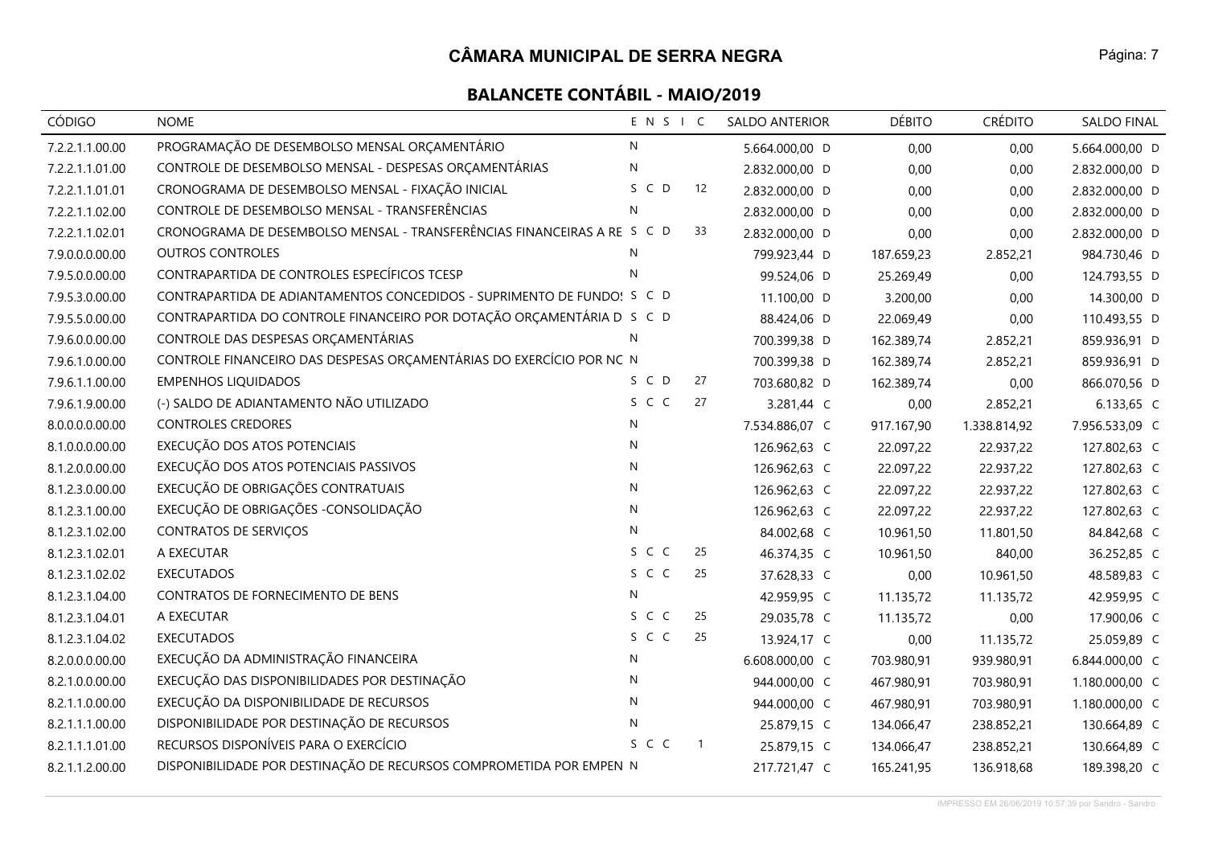# CÂMARA MUNICIPAL DE SERRA NEGRA

## BALANCETE CONTÁBIL - MAIO/2019

| CÓDIGO | NOME | E | N | S | I | C | SALDO ANTERIOR | DÉBITO | CRÉDITO | SALDO FINAL |
|---|---|---|---|---|---|---|---|---|---|---|
| 7.2.2.1.1.00.00 | PROGRAMAÇÃO DE DESEMBOLSO MENSAL ORÇAMENTÁRIO | N | | | | | 5.664.000,00 D | 0,00 | 0,00 | 5.664.000,00 D |
| 7.2.2.1.1.01.00 | CONTROLE DE DESEMBOLSO MENSAL - DESPESAS ORÇAMENTÁRIAS | N | | | | | 2.832.000,00 D | 0,00 | 0,00 | 2.832.000,00 D |
| 7.2.2.1.1.01.01 | CRONOGRAMA DE DESEMBOLSO MENSAL - FIXAÇÃO INICIAL | S | C | D | | 12 | 2.832.000,00 D | 0,00 | 0,00 | 2.832.000,00 D |
| 7.2.2.1.1.02.00 | CONTROLE DE DESEMBOLSO MENSAL - TRANSFERÊNCIAS | N | | | | | 2.832.000,00 D | 0,00 | 0,00 | 2.832.000,00 D |
| 7.2.2.1.1.02.01 | CRONOGRAMA DE DESEMBOLSO MENSAL - TRANSFERÊNCIAS FINANCEIRAS A RE | S | C | D | | 33 | 2.832.000,00 D | 0,00 | 0,00 | 2.832.000,00 D |
| 7.9.0.0.0.00.00 | OUTROS CONTROLES | N | | | | | 799.923,44 D | 187.659,23 | 2.852,21 | 984.730,46 D |
| 7.9.5.0.0.00.00 | CONTRAPARTIDA DE CONTROLES ESPECÍFICOS TCESP | N | | | | | 99.524,06 D | 25.269,49 | 0,00 | 124.793,55 D |
| 7.9.5.3.0.00.00 | CONTRAPARTIDA DE ADIANTAMENTOS CONCEDIDOS - SUPRIMENTO DE FUNDOS | S | C | D | | | 11.100,00 D | 3.200,00 | 0,00 | 14.300,00 D |
| 7.9.5.5.0.00.00 | CONTRAPARTIDA DO CONTROLE FINANCEIRO POR DOTAÇÃO ORÇAMENTÁRIA D | S | C | D | | | 88.424,06 D | 22.069,49 | 0,00 | 110.493,55 D |
| 7.9.6.0.0.00.00 | CONTROLE DAS DESPESAS ORÇAMENTÁRIAS | N | | | | | 700.399,38 D | 162.389,74 | 2.852,21 | 859.936,91 D |
| 7.9.6.1.0.00.00 | CONTROLE FINANCEIRO DAS DESPESAS ORÇAMENTÁRIAS DO EXERCÍCIO POR NC | N | | | | | 700.399,38 D | 162.389,74 | 2.852,21 | 859.936,91 D |
| 7.9.6.1.1.00.00 | EMPENHOS LIQUIDADOS | S | C | D | | 27 | 703.680,82 D | 162.389,74 | 0,00 | 866.070,56 D |
| 7.9.6.1.9.00.00 | (-) SALDO DE ADIANTAMENTO NÃO UTILIZADO | S | C | C | | 27 | 3.281,44 C | 0,00 | 2.852,21 | 6.133,65 C |
| 8.0.0.0.0.00.00 | CONTROLES CREDORES | N | | | | | 7.534.886,07 C | 917.167,90 | 1.338.814,92 | 7.956.533,09 C |
| 8.1.0.0.0.00.00 | EXECUÇÃO DOS ATOS POTENCIAIS | N | | | | | 126.962,63 C | 22.097,22 | 22.937,22 | 127.802,63 C |
| 8.1.2.0.0.00.00 | EXECUÇÃO DOS ATOS POTENCIAIS PASSIVOS | N | | | | | 126.962,63 C | 22.097,22 | 22.937,22 | 127.802,63 C |
| 8.1.2.3.0.00.00 | EXECUÇÃO DE OBRIGAÇÕES CONTRATUAIS | N | | | | | 126.962,63 C | 22.097,22 | 22.937,22 | 127.802,63 C |
| 8.1.2.3.1.00.00 | EXECUÇÃO DE OBRIGAÇÕES -CONSOLIDAÇÃO | N | | | | | 126.962,63 C | 22.097,22 | 22.937,22 | 127.802,63 C |
| 8.1.2.3.1.02.00 | CONTRATOS DE SERVIÇOS | N | | | | | 84.002,68 C | 10.961,50 | 11.801,50 | 84.842,68 C |
| 8.1.2.3.1.02.01 | A EXECUTAR | S | C | C | | 25 | 46.374,35 C | 10.961,50 | 840,00 | 36.252,85 C |
| 8.1.2.3.1.02.02 | EXECUTADOS | S | C | C | | 25 | 37.628,33 C | 0,00 | 10.961,50 | 48.589,83 C |
| 8.1.2.3.1.04.00 | CONTRATOS DE FORNECIMENTO DE BENS | N | | | | | 42.959,95 C | 11.135,72 | 11.135,72 | 42.959,95 C |
| 8.1.2.3.1.04.01 | A EXECUTAR | S | C | C | | 25 | 29.035,78 C | 11.135,72 | 0,00 | 17.900,06 C |
| 8.1.2.3.1.04.02 | EXECUTADOS | S | C | C | | 25 | 13.924,17 C | 0,00 | 11.135,72 | 25.059,89 C |
| 8.2.0.0.0.00.00 | EXECUÇÃO DA ADMINISTRAÇÃO FINANCEIRA | N | | | | | 6.608.000,00 C | 703.980,91 | 939.980,91 | 6.844.000,00 C |
| 8.2.1.0.0.00.00 | EXECUÇÃO DAS DISPONIBILIDADES POR DESTINAÇÃO | N | | | | | 944.000,00 C | 467.980,91 | 703.980,91 | 1.180.000,00 C |
| 8.2.1.1.0.00.00 | EXECUÇÃO DA DISPONIBILIDADE DE RECURSOS | N | | | | | 944.000,00 C | 467.980,91 | 703.980,91 | 1.180.000,00 C |
| 8.2.1.1.1.00.00 | DISPONIBILIDADE POR DESTINAÇÃO DE RECURSOS | N | | | | | 25.879,15 C | 134.066,47 | 238.852,21 | 130.664,89 C |
| 8.2.1.1.1.01.00 | RECURSOS DISPONÍVEIS PARA O EXERCÍCIO | S | C | C | | 1 | 25.879,15 C | 134.066,47 | 238.852,21 | 130.664,89 C |
| 8.2.1.1.2.00.00 | DISPONIBILIDADE POR DESTINAÇÃO DE RECURSOS COMPROMETIDA POR EMPEN | N | | | | | 217.721,47 C | 165.241,95 | 136.918,68 | 189.398,20 C |

IMPRESSO EM 26/06/2019 10:57:39 por Sandro - Sandro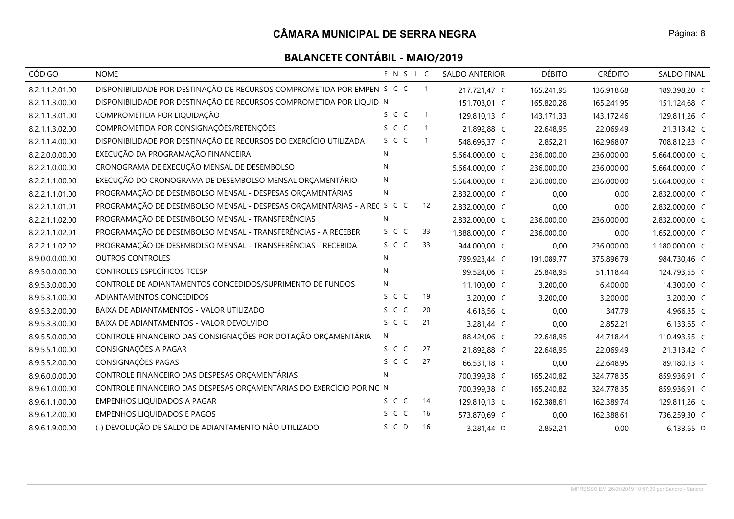# CÂMARA MUNICIPAL DE SERRA NEGRA

## BALANCETE CONTÁBIL - MAIO/2019

| CÓDIGO | NOME | E N S I C | | SALDO ANTERIOR | DÉBITO | CRÉDITO | SALDO FINAL |
|---|---|---|---|---|---|---|---|
| 8.2.1.1.2.01.00 | DISPONIBILIDADE POR DESTINAÇÃO DE RECURSOS COMPROMETIDA POR EMPEN | S C C | 1 | 217.721,47 C | 165.241,95 | 136.918,68 | 189.398,20 C |
| 8.2.1.1.3.00.00 | DISPONIBILIDADE POR DESTINAÇÃO DE RECURSOS COMPROMETIDA POR LIQUID | N | | 151.703,01 C | 165.820,28 | 165.241,95 | 151.124,68 C |
| 8.2.1.1.3.01.00 | COMPROMETIDA POR LIQUIDAÇÃO | S C C | 1 | 129.810,13 C | 143.171,33 | 143.172,46 | 129.811,26 C |
| 8.2.1.1.3.02.00 | COMPROMETIDA POR CONSIGNAÇÕES/RETENÇÕES | S C C | 1 | 21.892,88 C | 22.648,95 | 22.069,49 | 21.313,42 C |
| 8.2.1.1.4.00.00 | DISPONIBILIDADE POR DESTINAÇÃO DE RECURSOS DO EXERCÍCIO UTILIZADA | S C C | 1 | 548.696,37 C | 2.852,21 | 162.968,07 | 708.812,23 C |
| 8.2.2.0.0.00.00 | EXECUÇÃO DA PROGRAMAÇÃO FINANCEIRA | N | | 5.664.000,00 C | 236.000,00 | 236.000,00 | 5.664.000,00 C |
| 8.2.2.1.0.00.00 | CRONOGRAMA DE EXECUÇÃO MENSAL DE DESEMBOLSO | N | | 5.664.000,00 C | 236.000,00 | 236.000,00 | 5.664.000,00 C |
| 8.2.2.1.1.00.00 | EXECUÇÃO DO CRONOGRAMA DE DESEMBOLSO MENSAL ORÇAMENTÁRIO | N | | 5.664.000,00 C | 236.000,00 | 236.000,00 | 5.664.000,00 C |
| 8.2.2.1.1.01.00 | PROGRAMAÇÃO DE DESEMBOLSO MENSAL - DESPESAS ORÇAMENTÁRIAS | N | | 2.832.000,00 C | 0,00 | 0,00 | 2.832.000,00 C |
| 8.2.2.1.1.01.01 | PROGRAMAÇÃO DE DESEMBOLSO MENSAL - DESPESAS ORÇAMENTÁRIAS - A REC | S C C | 12 | 2.832.000,00 C | 0,00 | 0,00 | 2.832.000,00 C |
| 8.2.2.1.1.02.00 | PROGRAMAÇÃO DE DESEMBOLSO MENSAL - TRANSFERÊNCIAS | N | | 2.832.000,00 C | 236.000,00 | 236.000,00 | 2.832.000,00 C |
| 8.2.2.1.1.02.01 | PROGRAMAÇÃO DE DESEMBOLSO MENSAL - TRANSFERÊNCIAS - A RECEBER | S C C | 33 | 1.888.000,00 C | 236.000,00 | 0,00 | 1.652.000,00 C |
| 8.2.2.1.1.02.02 | PROGRAMAÇÃO DE DESEMBOLSO MENSAL - TRANSFERÊNCIAS - RECEBIDA | S C C | 33 | 944.000,00 C | 0,00 | 236.000,00 | 1.180.000,00 C |
| 8.9.0.0.0.00.00 | OUTROS CONTROLES | N | | 799.923,44 C | 191.089,77 | 375.896,79 | 984.730,46 C |
| 8.9.5.0.0.00.00 | CONTROLES ESPECÍFICOS TCESP | N | | 99.524,06 C | 25.848,95 | 51.118,44 | 124.793,55 C |
| 8.9.5.3.0.00.00 | CONTROLE DE ADIANTAMENTOS CONCEDIDOS/SUPRIMENTO DE FUNDOS | N | | 11.100,00 C | 3.200,00 | 6.400,00 | 14.300,00 C |
| 8.9.5.3.1.00.00 | ADIANTAMENTOS CONCEDIDOS | S C C | 19 | 3.200,00 C | 3.200,00 | 3.200,00 | 3.200,00 C |
| 8.9.5.3.2.00.00 | BAIXA DE ADIANTAMENTOS - VALOR UTILIZADO | S C C | 20 | 4.618,56 C | 0,00 | 347,79 | 4.966,35 C |
| 8.9.5.3.3.00.00 | BAIXA DE ADIANTAMENTOS - VALOR DEVOLVIDO | S C C | 21 | 3.281,44 C | 0,00 | 2.852,21 | 6.133,65 C |
| 8.9.5.5.0.00.00 | CONTROLE FINANCEIRO DAS CONSIGNAÇÕES POR DOTAÇÃO ORÇAMENTÁRIA | N | | 88.424,06 C | 22.648,95 | 44.718,44 | 110.493,55 C |
| 8.9.5.5.1.00.00 | CONSIGNAÇÕES A PAGAR | S C C | 27 | 21.892,88 C | 22.648,95 | 22.069,49 | 21.313,42 C |
| 8.9.5.5.2.00.00 | CONSIGNAÇÕES PAGAS | S C C | 27 | 66.531,18 C | 0,00 | 22.648,95 | 89.180,13 C |
| 8.9.6.0.0.00.00 | CONTROLE FINANCEIRO DAS DESPESAS ORÇAMENTÁRIAS | N | | 700.399,38 C | 165.240,82 | 324.778,35 | 859.936,91 C |
| 8.9.6.1.0.00.00 | CONTROLE FINANCEIRO DAS DESPESAS ORÇAMENTÁRIAS DO EXERCÍCIO POR NC | N | | 700.399,38 C | 165.240,82 | 324.778,35 | 859.936,91 C |
| 8.9.6.1.1.00.00 | EMPENHOS LIQUIDADOS A PAGAR | S C C | 14 | 129.810,13 C | 162.388,61 | 162.389,74 | 129.811,26 C |
| 8.9.6.1.2.00.00 | EMPENHOS LIQUIDADOS E PAGOS | S C C | 16 | 573.870,69 C | 0,00 | 162.388,61 | 736.259,30 C |
| 8.9.6.1.9.00.00 | (-) DEVOLUÇÃO DE SALDO DE ADIANTAMENTO NÃO UTILIZADO | S C D | 16 | 3.281,44 D | 2.852,21 | 0,00 | 6.133,65 D |

IMPRESSO EM 26/06/2019 10:57:39 por Sandro - Sandro